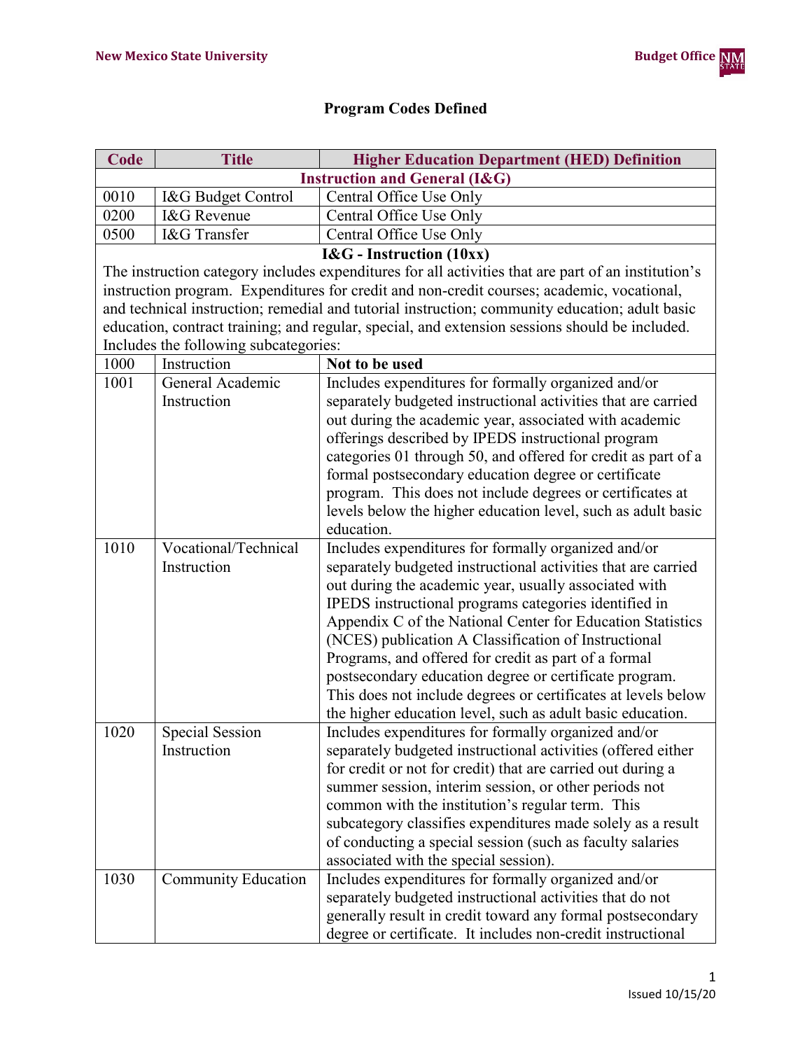# Program Codes Defined

| Code | Title | Higher Education Department (HED) Definition |
|---|---|---|
| **Instruction and General (I&G)** | | |
| 0010 | I&G Budget Control | Central Office Use Only |
| 0200 | I&G Revenue | Central Office Use Only |
| 0500 | I&G Transfer | Central Office Use Only |
| **I&G - Instruction (10xx)** The instruction category includes expenditures for all activities that are part of an institution's instruction program. Expenditures for credit and non-credit courses; academic, vocational, and technical instruction; remedial and tutorial instruction; community education; adult basic education, contract training; and regular, special, and extension sessions should be included. Includes the following subcategories: | | |
| 1000 | Instruction | **Not to be used** |
| 1001 | General Academic Instruction | Includes expenditures for formally organized and/or separately budgeted instructional activities that are carried out during the academic year, associated with academic offerings described by IPEDS instructional program categories 01 through 50, and offered for credit as part of a formal postsecondary education degree or certificate program. This does not include degrees or certificates at levels below the higher education level, such as adult basic education. |
| 1010 | Vocational/Technical Instruction | Includes expenditures for formally organized and/or separately budgeted instructional activities that are carried out during the academic year, usually associated with IPEDS instructional programs categories identified in Appendix C of the National Center for Education Statistics (NCES) publication A Classification of Instructional Programs, and offered for credit as part of a formal postsecondary education degree or certificate program. This does not include degrees or certificates at levels below the higher education level, such as adult basic education. |
| 1020 | Special Session Instruction | Includes expenditures for formally organized and/or separately budgeted instructional activities (offered either for credit or not for credit) that are carried out during a summer session, interim session, or other periods not common with the institution's regular term. This subcategory classifies expenditures made solely as a result of conducting a special session (such as faculty salaries associated with the special session). |
| 1030 | Community Education | Includes expenditures for formally organized and/or separately budgeted instructional activities that do not generally result in credit toward any formal postsecondary degree or certificate. It includes non-credit instructional |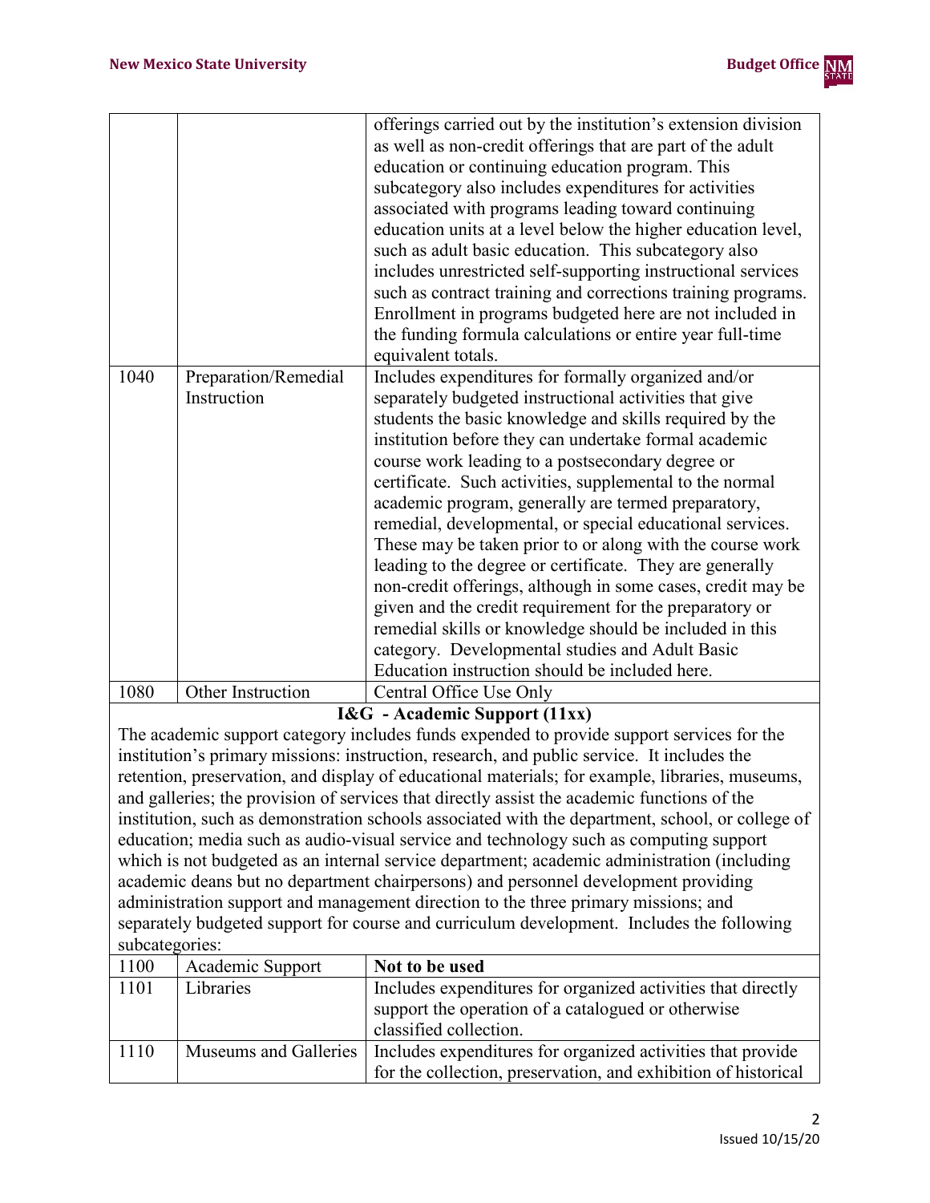| | | |
|---|---|---|
| | | offerings carried out by the institution's extension division as well as non-credit offerings that are part of the adult education or continuing education program. This subcategory also includes expenditures for activities associated with programs leading toward continuing education units at a level below the higher education level, such as adult basic education. This subcategory also includes unrestricted self-supporting instructional services such as contract training and corrections training programs. Enrollment in programs budgeted here are not included in the funding formula calculations or entire year full-time equivalent totals. |
| 1040 | Preparation/Remedial Instruction | Includes expenditures for formally organized and/or separately budgeted instructional activities that give students the basic knowledge and skills required by the institution before they can undertake formal academic course work leading to a postsecondary degree or certificate. Such activities, supplemental to the normal academic program, generally are termed preparatory, remedial, developmental, or special educational services. These may be taken prior to or along with the course work leading to the degree or certificate. They are generally non-credit offerings, although in some cases, credit may be given and the credit requirement for the preparatory or remedial skills or knowledge should be included in this category. Developmental studies and Adult Basic Education instruction should be included here. |
| 1080 | Other Instruction | Central Office Use Only |

### I&G - Academic Support (11xx)

The academic support category includes funds expended to provide support services for the institution's primary missions: instruction, research, and public service. It includes the retention, preservation, and display of educational materials; for example, libraries, museums, and galleries; the provision of services that directly assist the academic functions of the institution, such as demonstration schools associated with the department, school, or college of education; media such as audio-visual service and technology such as computing support which is not budgeted as an internal service department; academic administration (including academic deans but no department chairpersons) and personnel development providing administration support and management direction to the three primary missions; and separately budgeted support for course and curriculum development. Includes the following subcategories:

| | | |
|---|---|---|
| 1100 | Academic Support | **Not to be used** |
| 1101 | Libraries | Includes expenditures for organized activities that directly support the operation of a catalogued or otherwise classified collection. |
| 1110 | Museums and Galleries | Includes expenditures for organized activities that provide for the collection, preservation, and exhibition of historical |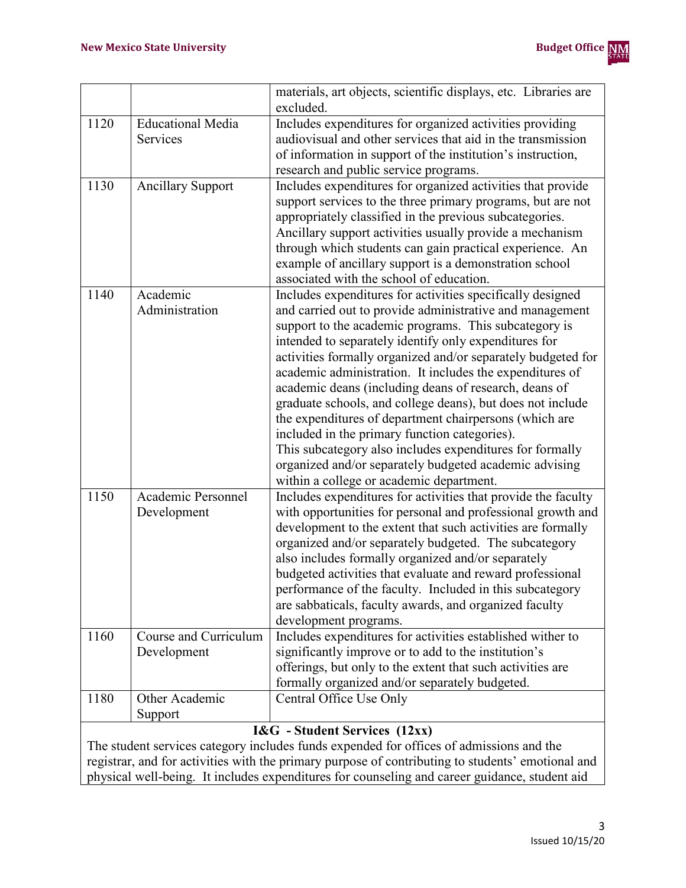| | | |
|---|---|---|
| | | materials, art objects, scientific displays, etc. Libraries are excluded. |
| 1120 | Educational Media Services | Includes expenditures for organized activities providing audiovisual and other services that aid in the transmission of information in support of the institution's instruction, research and public service programs. |
| 1130 | Ancillary Support | Includes expenditures for organized activities that provide support services to the three primary programs, but are not appropriately classified in the previous subcategories. Ancillary support activities usually provide a mechanism through which students can gain practical experience. An example of ancillary support is a demonstration school associated with the school of education. |
| 1140 | Academic Administration | Includes expenditures for activities specifically designed and carried out to provide administrative and management support to the academic programs. This subcategory is intended to separately identify only expenditures for activities formally organized and/or separately budgeted for academic administration. It includes the expenditures of academic deans (including deans of research, deans of graduate schools, and college deans), but does not include the expenditures of department chairpersons (which are included in the primary function categories). This subcategory also includes expenditures for formally organized and/or separately budgeted academic advising within a college or academic department. |
| 1150 | Academic Personnel Development | Includes expenditures for activities that provide the faculty with opportunities for personal and professional growth and development to the extent that such activities are formally organized and/or separately budgeted. The subcategory also includes formally organized and/or separately budgeted activities that evaluate and reward professional performance of the faculty. Included in this subcategory are sabbaticals, faculty awards, and organized faculty development programs. |
| 1160 | Course and Curriculum Development | Includes expenditures for activities established wither to significantly improve or to add to the institution's offerings, but only to the extent that such activities are formally organized and/or separately budgeted. |
| 1180 | Other Academic Support | Central Office Use Only |

**I&G - Student Services (12xx)**

The student services category includes funds expended for offices of admissions and the registrar, and for activities with the primary purpose of contributing to students' emotional and physical well-being. It includes expenditures for counseling and career guidance, student aid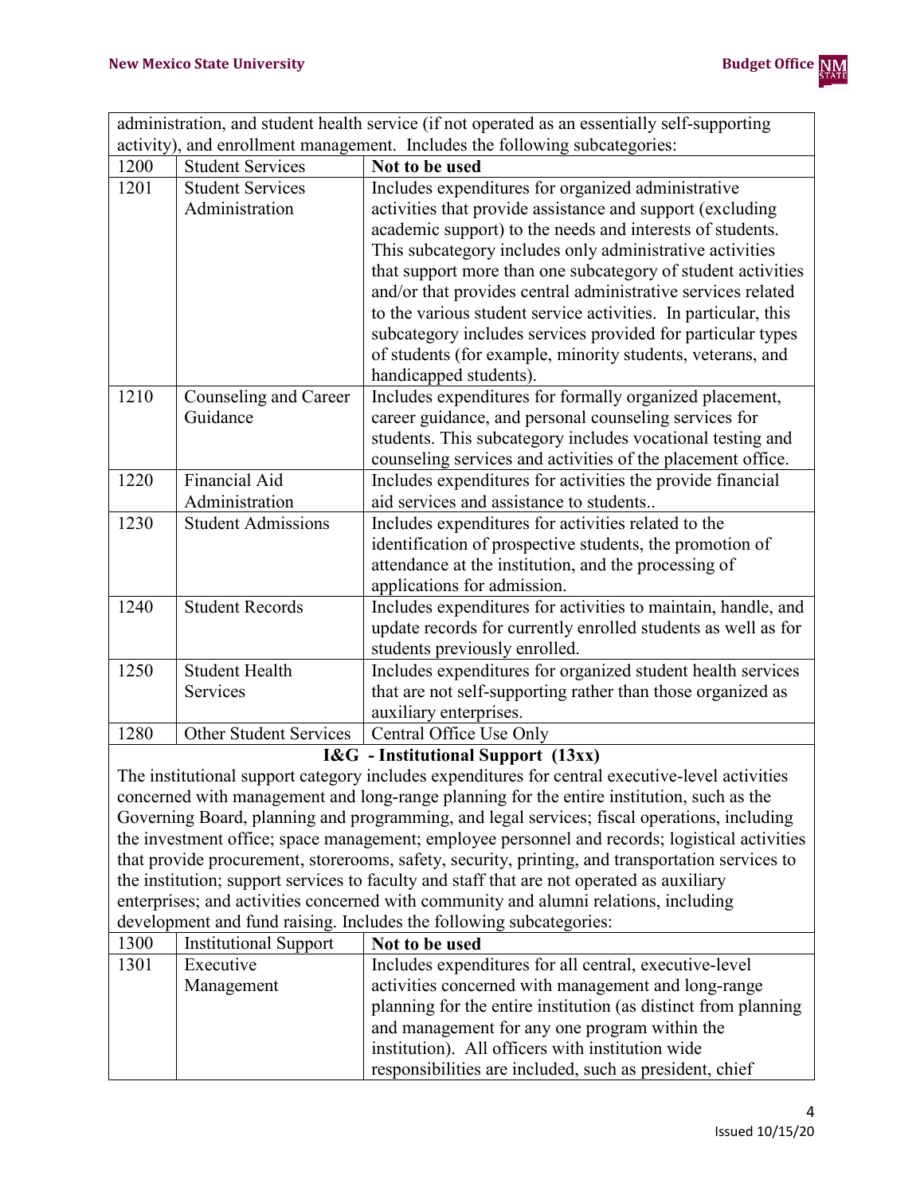administration, and student health service (if not operated as an essentially self-supporting activity), and enrollment management. Includes the following subcategories:

| | | |
|---|---|---|
| 1200 | Student Services | **Not to be used** |
| 1201 | Student Services Administration | Includes expenditures for organized administrative activities that provide assistance and support (excluding academic support) to the needs and interests of students. This subcategory includes only administrative activities that support more than one subcategory of student activities and/or that provides central administrative services related to the various student service activities. In particular, this subcategory includes services provided for particular types of students (for example, minority students, veterans, and handicapped students). |
| 1210 | Counseling and Career Guidance | Includes expenditures for formally organized placement, career guidance, and personal counseling services for students. This subcategory includes vocational testing and counseling services and activities of the placement office. |
| 1220 | Financial Aid Administration | Includes expenditures for activities the provide financial aid services and assistance to students.. |
| 1230 | Student Admissions | Includes expenditures for activities related to the identification of prospective students, the promotion of attendance at the institution, and the processing of applications for admission. |
| 1240 | Student Records | Includes expenditures for activities to maintain, handle, and update records for currently enrolled students as well as for students previously enrolled. |
| 1250 | Student Health Services | Includes expenditures for organized student health services that are not self-supporting rather than those organized as auxiliary enterprises. |
| 1280 | Other Student Services | Central Office Use Only |

**I&G - Institutional Support (13xx)**

The institutional support category includes expenditures for central executive-level activities concerned with management and long-range planning for the entire institution, such as the Governing Board, planning and programming, and legal services; fiscal operations, including the investment office; space management; employee personnel and records; logistical activities that provide procurement, storerooms, safety, security, printing, and transportation services to the institution; support services to faculty and staff that are not operated as auxiliary enterprises; and activities concerned with community and alumni relations, including development and fund raising. Includes the following subcategories:

| | | |
|---|---|---|
| 1300 | Institutional Support | **Not to be used** |
| 1301 | Executive Management | Includes expenditures for all central, executive-level activities concerned with management and long-range planning for the entire institution (as distinct from planning and management for any one program within the institution). All officers with institution wide responsibilities are included, such as president, chief |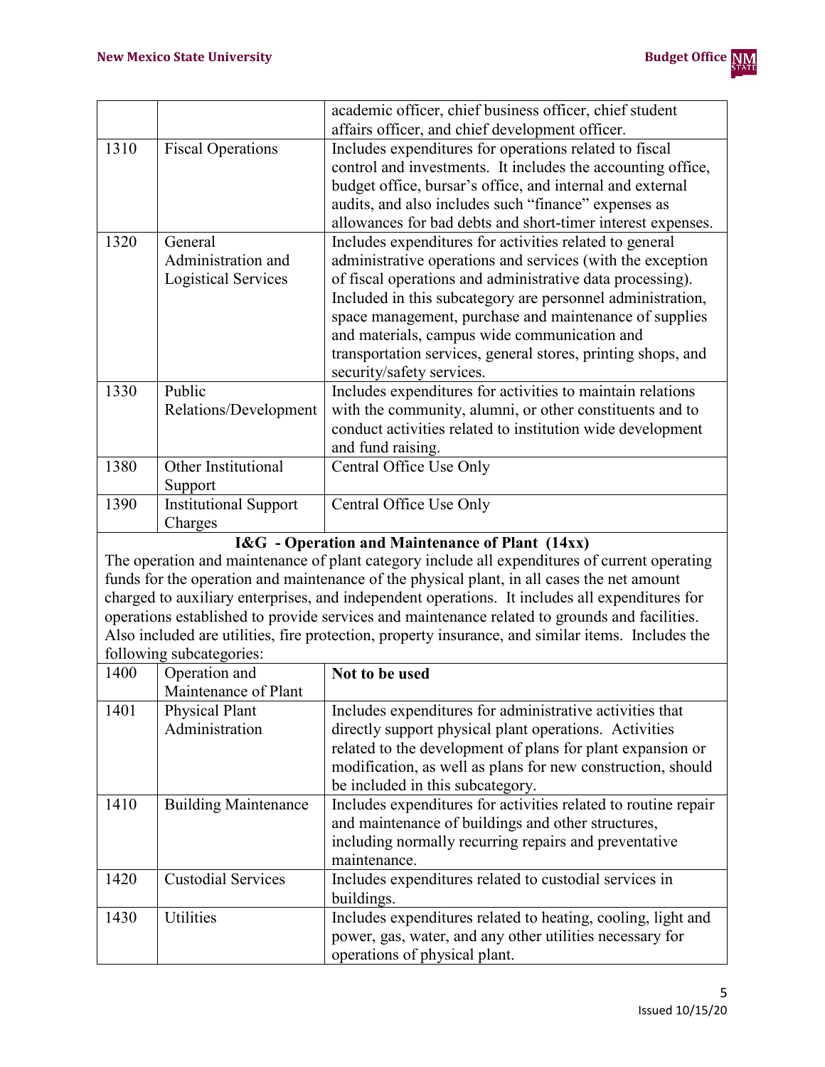| | | |
|---|---|---|
| | | academic officer, chief business officer, chief student affairs officer, and chief development officer. |
| 1310 | Fiscal Operations | Includes expenditures for operations related to fiscal control and investments. It includes the accounting office, budget office, bursar's office, and internal and external audits, and also includes such "finance" expenses as allowances for bad debts and short-timer interest expenses. |
| 1320 | General Administration and Logistical Services | Includes expenditures for activities related to general administrative operations and services (with the exception of fiscal operations and administrative data processing). Included in this subcategory are personnel administration, space management, purchase and maintenance of supplies and materials, campus wide communication and transportation services, general stores, printing shops, and security/safety services. |
| 1330 | Public Relations/Development | Includes expenditures for activities to maintain relations with the community, alumni, or other constituents and to conduct activities related to institution wide development and fund raising. |
| 1380 | Other Institutional Support | Central Office Use Only |
| 1390 | Institutional Support Charges | Central Office Use Only |

**I&G - Operation and Maintenance of Plant (14xx)**

The operation and maintenance of plant category include all expenditures of current operating funds for the operation and maintenance of the physical plant, in all cases the net amount charged to auxiliary enterprises, and independent operations. It includes all expenditures for operations established to provide services and maintenance related to grounds and facilities. Also included are utilities, fire protection, property insurance, and similar items. Includes the following subcategories:

| | | |
|---|---|---|
| 1400 | Operation and Maintenance of Plant | **Not to be used** |
| 1401 | Physical Plant Administration | Includes expenditures for administrative activities that directly support physical plant operations. Activities related to the development of plans for plant expansion or modification, as well as plans for new construction, should be included in this subcategory. |
| 1410 | Building Maintenance | Includes expenditures for activities related to routine repair and maintenance of buildings and other structures, including normally recurring repairs and preventative maintenance. |
| 1420 | Custodial Services | Includes expenditures related to custodial services in buildings. |
| 1430 | Utilities | Includes expenditures related to heating, cooling, light and power, gas, water, and any other utilities necessary for operations of physical plant. |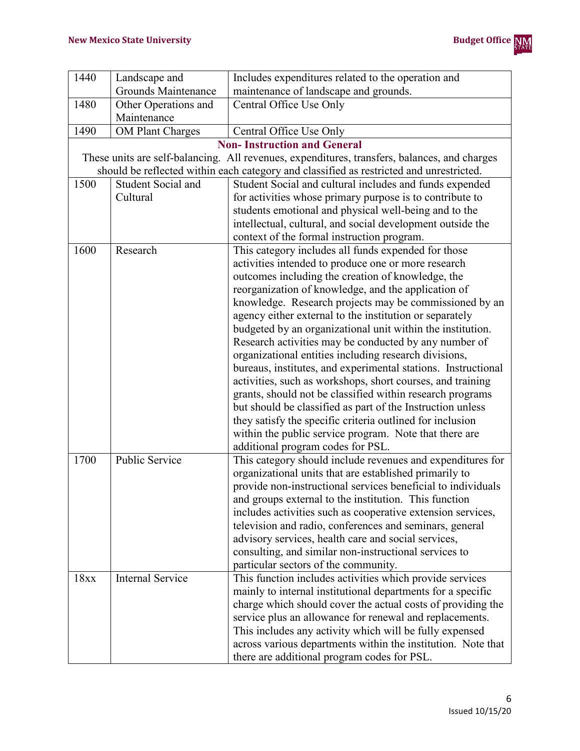| 1440 | Landscape and Grounds Maintenance | Includes expenditures related to the operation and maintenance of landscape and grounds. |
|---|---|---|
| 1480 | Other Operations and Maintenance | Central Office Use Only |
| 1490 | OM Plant Charges | Central Office Use Only |
| **Non- Instruction and General** These units are self-balancing. All revenues, expenditures, transfers, balances, and charges should be reflected within each category and classified as restricted and unrestricted. | | |
| 1500 | Student Social and Cultural | Student Social and cultural includes and funds expended for activities whose primary purpose is to contribute to students emotional and physical well-being and to the intellectual, cultural, and social development outside the context of the formal instruction program. |
| 1600 | Research | This category includes all funds expended for those activities intended to produce one or more research outcomes including the creation of knowledge, the reorganization of knowledge, and the application of knowledge. Research projects may be commissioned by an agency either external to the institution or separately budgeted by an organizational unit within the institution. Research activities may be conducted by any number of organizational entities including research divisions, bureaus, institutes, and experimental stations. Instructional activities, such as workshops, short courses, and training grants, should not be classified within research programs but should be classified as part of the Instruction unless they satisfy the specific criteria outlined for inclusion within the public service program. Note that there are additional program codes for PSL. |
| 1700 | Public Service | This category should include revenues and expenditures for organizational units that are established primarily to provide non-instructional services beneficial to individuals and groups external to the institution. This function includes activities such as cooperative extension services, television and radio, conferences and seminars, general advisory services, health care and social services, consulting, and similar non-instructional services to particular sectors of the community. |
| 18xx | Internal Service | This function includes activities which provide services mainly to internal institutional departments for a specific charge which should cover the actual costs of providing the service plus an allowance for renewal and replacements. This includes any activity which will be fully expensed across various departments within the institution. Note that there are additional program codes for PSL. |

Issued 10/15/20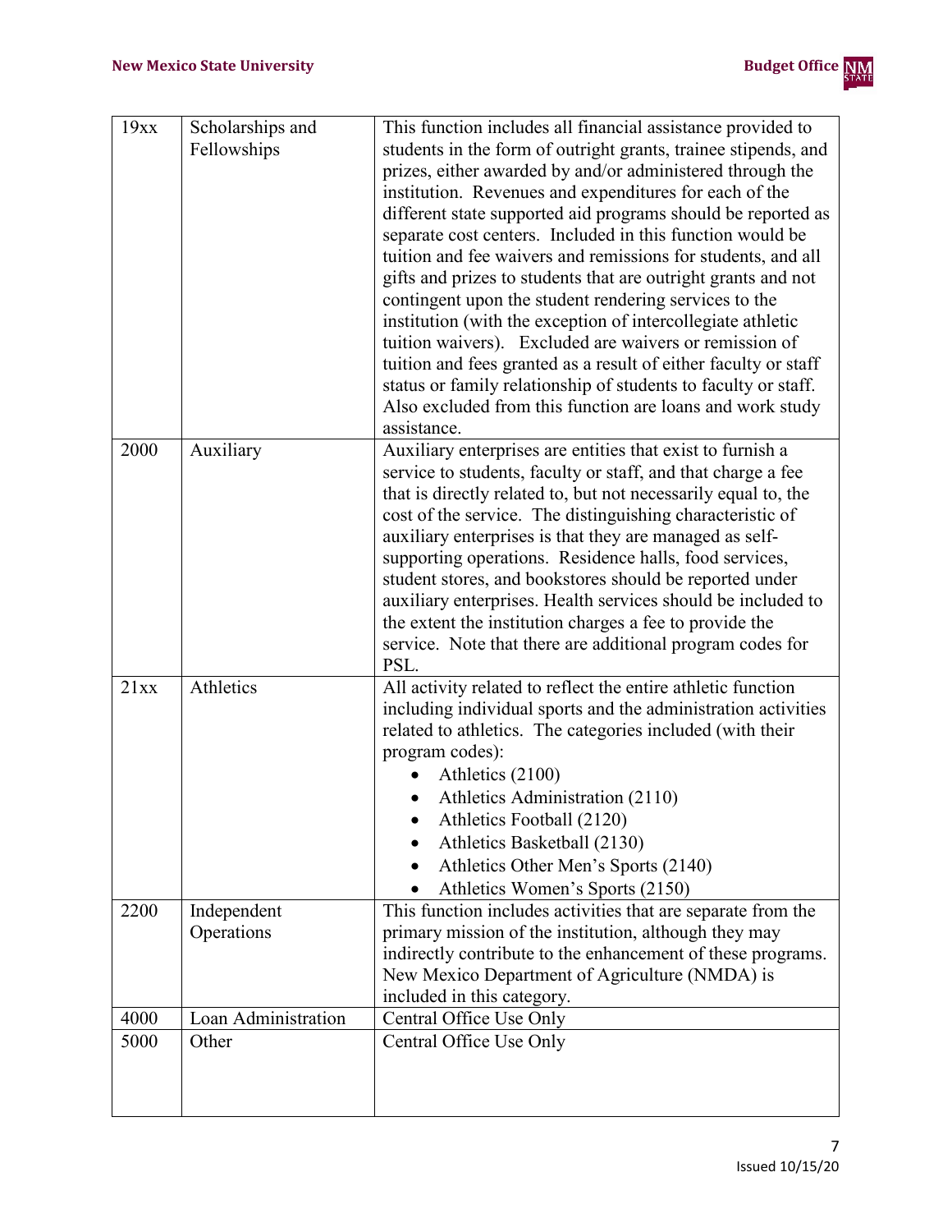| | | |
|---|---|---|
| 19xx | Scholarships and Fellowships | This function includes all financial assistance provided to students in the form of outright grants, trainee stipends, and prizes, either awarded by and/or administered through the institution. Revenues and expenditures for each of the different state supported aid programs should be reported as separate cost centers. Included in this function would be tuition and fee waivers and remissions for students, and all gifts and prizes to students that are outright grants and not contingent upon the student rendering services to the institution (with the exception of intercollegiate athletic tuition waivers). Excluded are waivers or remission of tuition and fees granted as a result of either faculty or staff status or family relationship of students to faculty or staff. Also excluded from this function are loans and work study assistance. |
| 2000 | Auxiliary | Auxiliary enterprises are entities that exist to furnish a service to students, faculty or staff, and that charge a fee that is directly related to, but not necessarily equal to, the cost of the service. The distinguishing characteristic of auxiliary enterprises is that they are managed as self-supporting operations. Residence halls, food services, student stores, and bookstores should be reported under auxiliary enterprises. Health services should be included to the extent the institution charges a fee to provide the service. Note that there are additional program codes for PSL. |
| 21xx | Athletics | All activity related to reflect the entire athletic function including individual sports and the administration activities related to athletics. The categories included (with their program codes):<br>• Athletics (2100)<br>• Athletics Administration (2110)<br>• Athletics Football (2120)<br>• Athletics Basketball (2130)<br>• Athletics Other Men's Sports (2140)<br>• Athletics Women's Sports (2150) |
| 2200 | Independent Operations | This function includes activities that are separate from the primary mission of the institution, although they may indirectly contribute to the enhancement of these programs. New Mexico Department of Agriculture (NMDA) is included in this category. |
| 4000 | Loan Administration | Central Office Use Only |
| 5000 | Other | Central Office Use Only |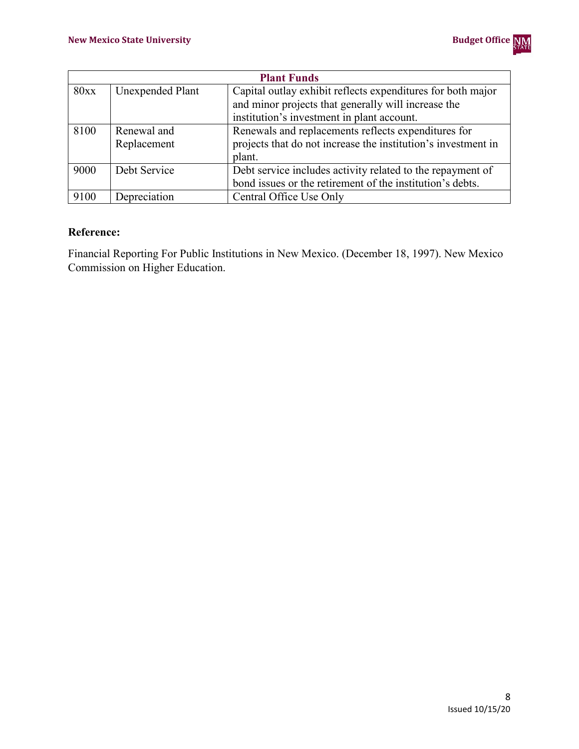| Plant Funds | | |
| --- | --- | --- |
| 80xx | Unexpended Plant | Capital outlay exhibit reflects expenditures for both major and minor projects that generally will increase the institution's investment in plant account. |
| 8100 | Renewal and Replacement | Renewals and replacements reflects expenditures for projects that do not increase the institution's investment in plant. |
| 9000 | Debt Service | Debt service includes activity related to the repayment of bond issues or the retirement of the institution's debts. |
| 9100 | Depreciation | Central Office Use Only |

**Reference:**

Financial Reporting For Public Institutions in New Mexico. (December 18, 1997). New Mexico Commission on Higher Education.